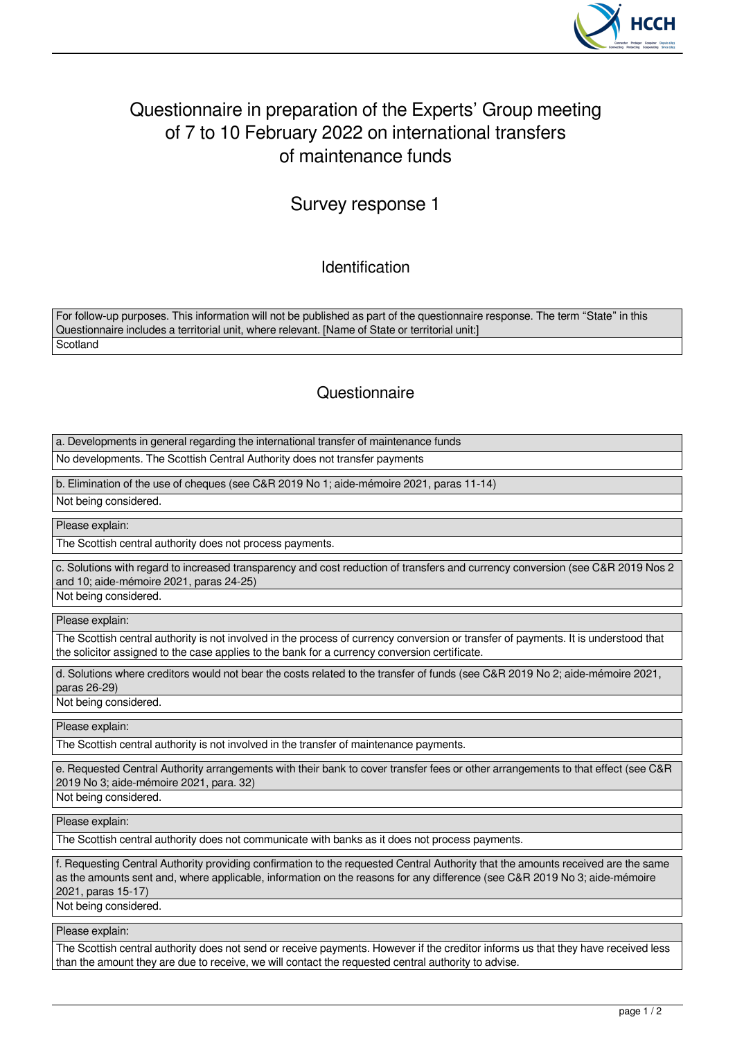# Questionnaire in preparation of the Experts' Group meeting of 7 to 10 February 2022 on international transfers of maintenance funds

## Survey response 1

### Identification

| For follow-up purposes. This information will not be published as part of the questionnaire response. The term "State" in this Questionnaire includes a territorial unit, where relevant. [Name of State or territorial unit:] |
| --- |
| Scotland |

### Questionnaire

| a. Developments in general regarding the international transfer of maintenance funds |
| --- |
| No developments. The Scottish Central Authority does not transfer payments |

| b. Elimination of the use of cheques (see C&R 2019 No 1; aide-mémoire 2021, paras 11-14) |
| --- |
| Not being considered. |

| Please explain: |
| --- |
| The Scottish central authority does not process payments. |

| c. Solutions with regard to increased transparency and cost reduction of transfers and currency conversion (see C&R 2019 Nos 2 and 10; aide-mémoire 2021, paras 24-25) |
| --- |
| Not being considered. |

| Please explain: |
| --- |
| The Scottish central authority is not involved in the process of currency conversion or transfer of payments. It is understood that the solicitor assigned to the case applies to the bank for a currency conversion certificate. |

| d. Solutions where creditors would not bear the costs related to the transfer of funds (see C&R 2019 No 2; aide-mémoire 2021, paras 26-29) |
| --- |
| Not being considered. |

| Please explain: |
| --- |
| The Scottish central authority is not involved in the transfer of maintenance payments. |

| e. Requested Central Authority arrangements with their bank to cover transfer fees or other arrangements to that effect (see C&R 2019 No 3; aide-mémoire 2021, para. 32) |
| --- |
| Not being considered. |

| Please explain: |
| --- |
| The Scottish central authority does not communicate with banks as it does not process payments. |

| f. Requesting Central Authority providing confirmation to the requested Central Authority that the amounts received are the same as the amounts sent and, where applicable, information on the reasons for any difference (see C&R 2019 No 3; aide-mémoire 2021, paras 15-17) |
| --- |
| Not being considered. |

| Please explain: |
| --- |
| The Scottish central authority does not send or receive payments. However if the creditor informs us that they have received less than the amount they are due to receive, we will contact the requested central authority to advise. |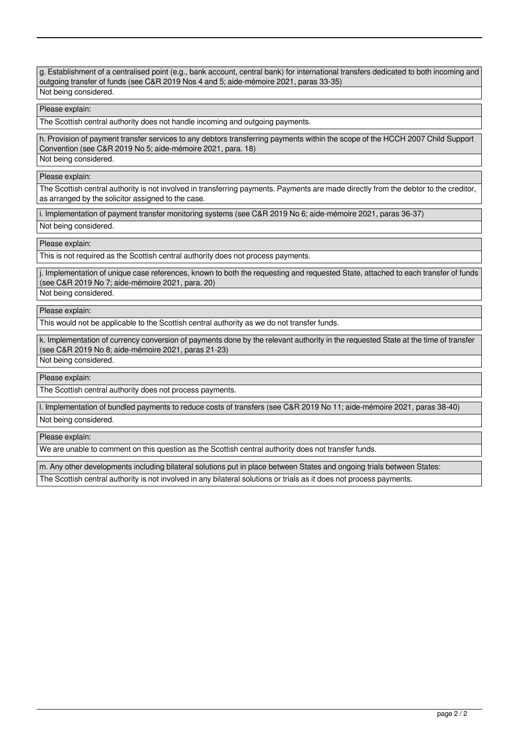g. Establishment of a centralised point (e.g., bank account, central bank) for international transfers dedicated to both incoming and outgoing transfer of funds (see C&R 2019 Nos 4 and 5; aide-mémoire 2021, paras 33-35)

Not being considered.

Please explain:

The Scottish central authority does not handle incoming and outgoing payments.

h. Provision of payment transfer services to any debtors transferring payments within the scope of the HCCH 2007 Child Support Convention (see C&R 2019 No 5; aide-mémoire 2021, para. 18)

Not being considered.

Please explain:

The Scottish central authority is not involved in transferring payments. Payments are made directly from the debtor to the creditor, as arranged by the solicitor assigned to the case.

i. Implementation of payment transfer monitoring systems (see C&R 2019 No 6; aide-mémoire 2021, paras 36-37)

Not being considered.

Please explain:

This is not required as the Scottish central authority does not process payments.

j. Implementation of unique case references, known to both the requesting and requested State, attached to each transfer of funds (see C&R 2019 No 7; aide-mémoire 2021, para. 20)

Not being considered.

Please explain:

This would not be applicable to the Scottish central authority as we do not transfer funds.

k. Implementation of currency conversion of payments done by the relevant authority in the requested State at the time of transfer (see C&R 2019 No 8; aide-mémoire 2021, paras 21-23)

Not being considered.

Please explain:

The Scottish central authority does not process payments.

l. Implementation of bundled payments to reduce costs of transfers (see C&R 2019 No 11; aide-mémoire 2021, paras 38-40)

Not being considered.

Please explain:

We are unable to comment on this question as the Scottish central authority does not transfer funds.

m. Any other developments including bilateral solutions put in place between States and ongoing trials between States:

The Scottish central authority is not involved in any bilateral solutions or trials as it does not process payments.